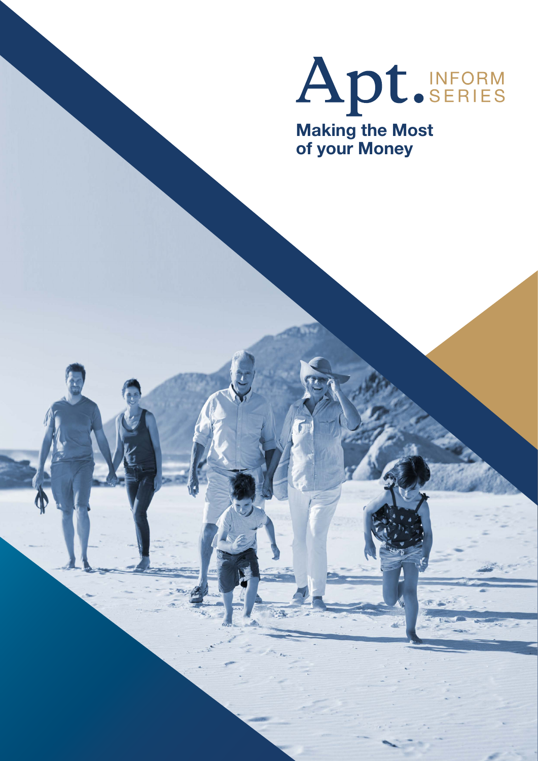Apt. INFORM SERIES

# Making the Most of your Money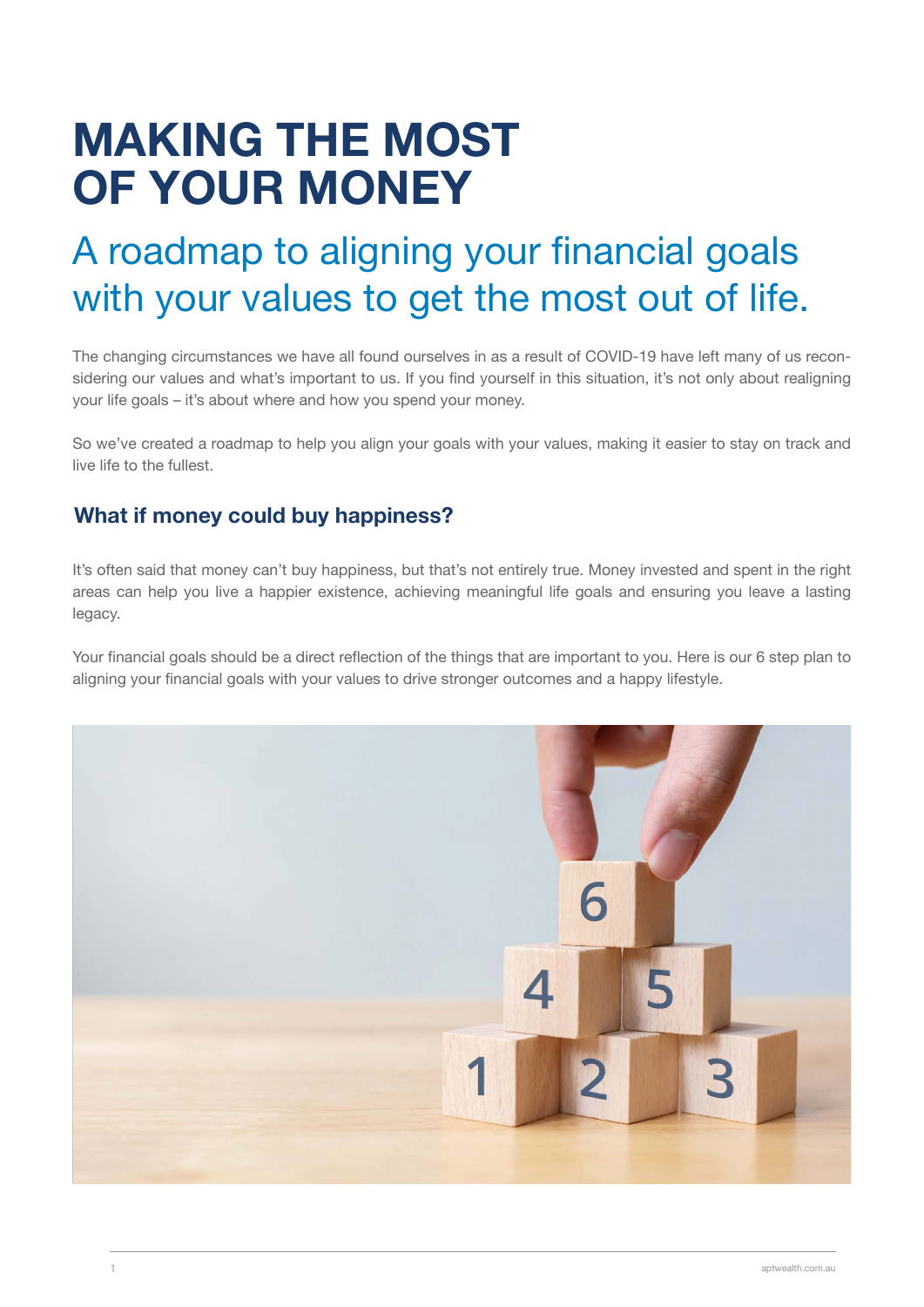# MAKING THE MOST OF YOUR MONEY

## A roadmap to aligning your financial goals with your values to get the most out of life.

The changing circumstances we have all found ourselves in as a result of COVID-19 have left many of us reconsidering our values and what's important to us. If you find yourself in this situation, it's not only about realigning your life goals – it's about where and how you spend your money.

So we've created a roadmap to help you align your goals with your values, making it easier to stay on track and live life to the fullest.

### What if money could buy happiness?

It's often said that money can't buy happiness, but that's not entirely true. Money invested and spent in the right areas can help you live a happier existence, achieving meaningful life goals and ensuring you leave a lasting legacy.

Your financial goals should be a direct reflection of the things that are important to you. Here is our 6 step plan to aligning your financial goals with your values to drive stronger outcomes and a happy lifestyle.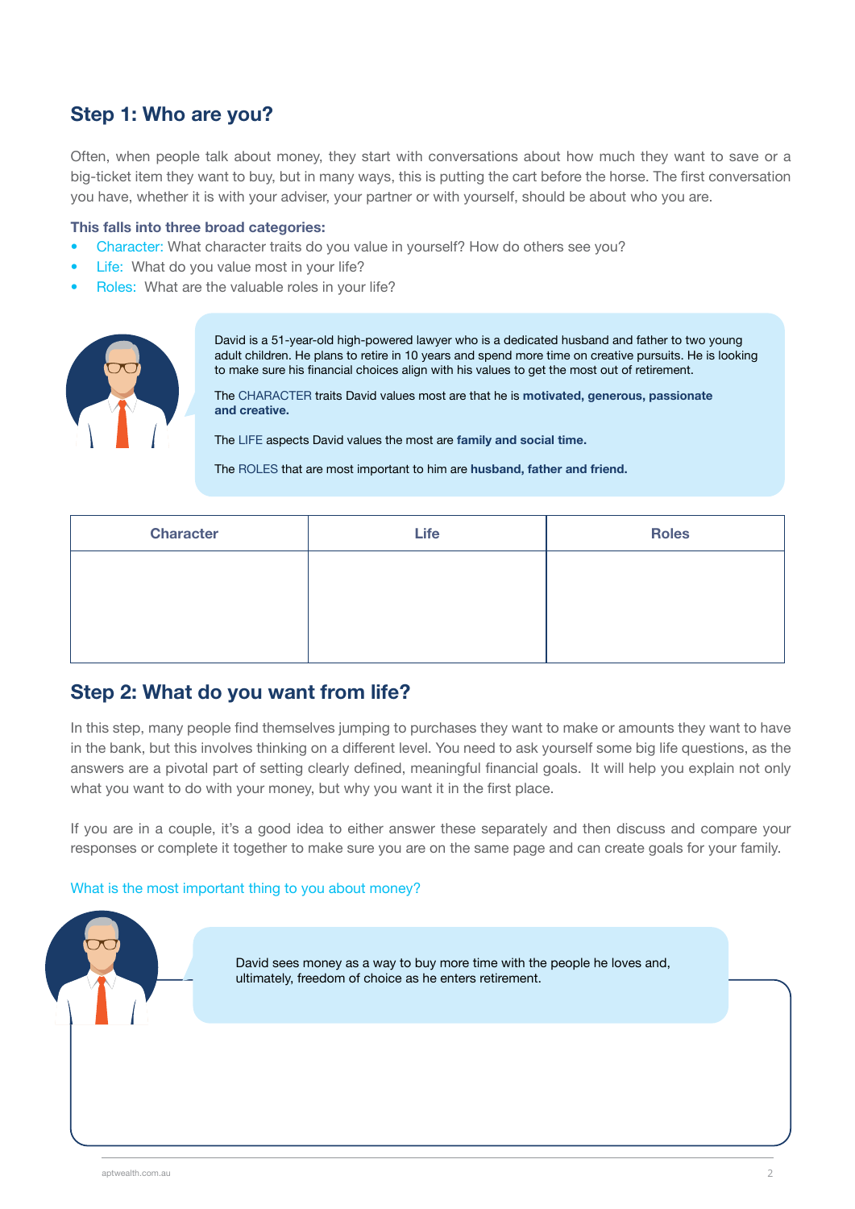## Step 1: Who are you?

Often, when people talk about money, they start with conversations about how much they want to save or a big-ticket item they want to buy, but in many ways, this is putting the cart before the horse. The first conversation you have, whether it is with your adviser, your partner or with yourself, should be about who you are.

**This falls into three broad categories:**

- Character: What character traits do you value in yourself? How do others see you?
- Life: What do you value most in your life?
- Roles: What are the valuable roles in your life?

David is a 51-year-old high-powered lawyer who is a dedicated husband and father to two young adult children. He plans to retire in 10 years and spend more time on creative pursuits. He is looking to make sure his financial choices align with his values to get the most out of retirement.

The CHARACTER traits David values most are that he is **motivated, generous, passionate and creative.**

The LIFE aspects David values the most are **family and social time.**

The ROLES that are most important to him are **husband, father and friend.**

| Character | Life | Roles |
|---|---|---|
| | | |

## Step 2: What do you want from life?

In this step, many people find themselves jumping to purchases they want to make or amounts they want to have in the bank, but this involves thinking on a different level. You need to ask yourself some big life questions, as the answers are a pivotal part of setting clearly defined, meaningful financial goals. It will help you explain not only what you want to do with your money, but why you want it in the first place.

If you are in a couple, it's a good idea to either answer these separately and then discuss and compare your responses or complete it together to make sure you are on the same page and can create goals for your family.

What is the most important thing to you about money?

David sees money as a way to buy more time with the people he loves and, ultimately, freedom of choice as he enters retirement.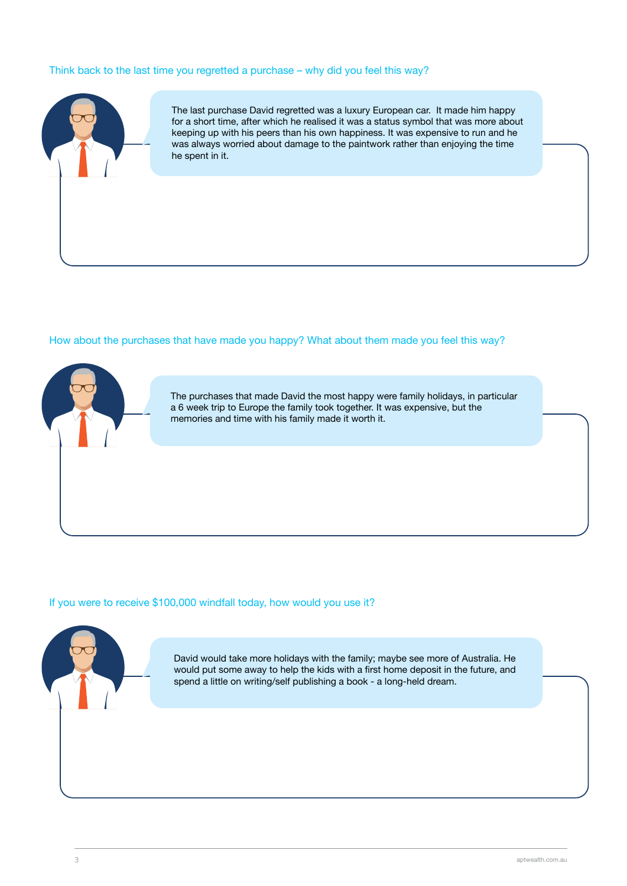### Think back to the last time you regretted a purchase – why did you feel this way?

The last purchase David regretted was a luxury European car. It made him happy for a short time, after which he realised it was a status symbol that was more about keeping up with his peers than his own happiness. It was expensive to run and he was always worried about damage to the paintwork rather than enjoying the time he spent in it.

### How about the purchases that have made you happy? What about them made you feel this way?

The purchases that made David the most happy were family holidays, in particular a 6 week trip to Europe the family took together. It was expensive, but the memories and time with his family made it worth it.

### If you were to receive $100,000 windfall today, how would you use it?

David would take more holidays with the family; maybe see more of Australia. He would put some away to help the kids with a first home deposit in the future, and spend a little on writing/self publishing a book - a long-held dream.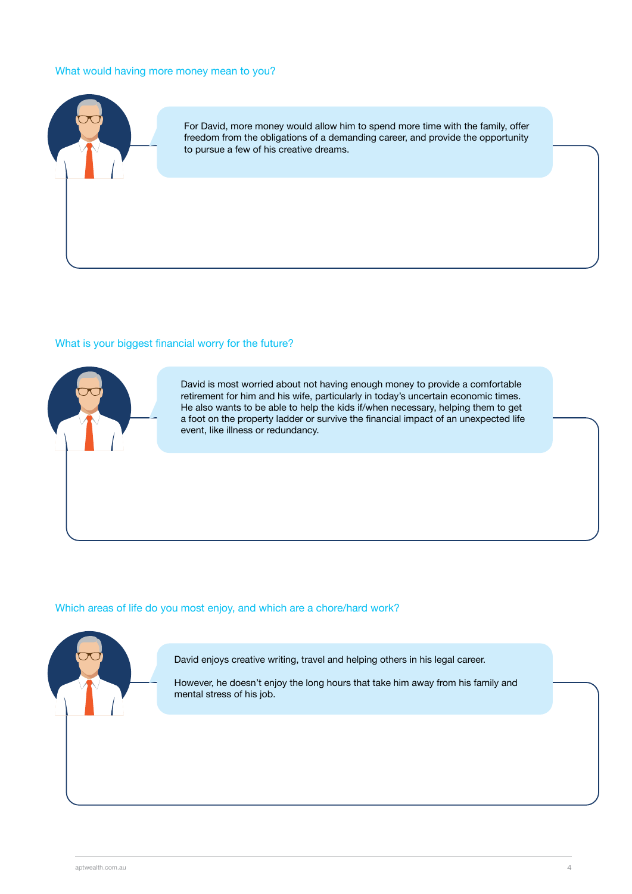## What would having more money mean to you?

For David, more money would allow him to spend more time with the family, offer freedom from the obligations of a demanding career, and provide the opportunity to pursue a few of his creative dreams.

## What is your biggest financial worry for the future?

David is most worried about not having enough money to provide a comfortable retirement for him and his wife, particularly in today's uncertain economic times. He also wants to be able to help the kids if/when necessary, helping them to get a foot on the property ladder or survive the financial impact of an unexpected life event, like illness or redundancy.

## Which areas of life do you most enjoy, and which are a chore/hard work?

David enjoys creative writing, travel and helping others in his legal career.

However, he doesn't enjoy the long hours that take him away from his family and mental stress of his job.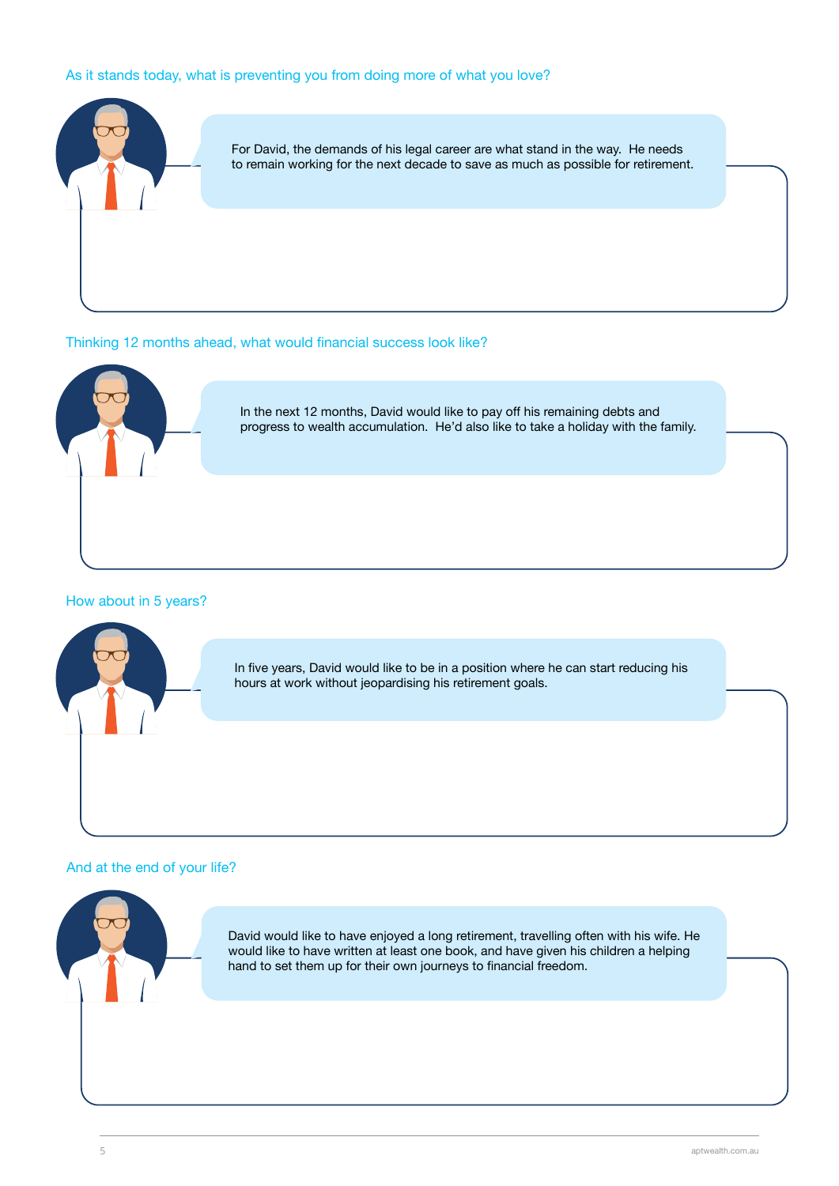### As it stands today, what is preventing you from doing more of what you love?

For David, the demands of his legal career are what stand in the way. He needs to remain working for the next decade to save as much as possible for retirement.

### Thinking 12 months ahead, what would financial success look like?

In the next 12 months, David would like to pay off his remaining debts and progress to wealth accumulation. He'd also like to take a holiday with the family.

### How about in 5 years?

In five years, David would like to be in a position where he can start reducing his hours at work without jeopardising his retirement goals.

### And at the end of your life?

David would like to have enjoyed a long retirement, travelling often with his wife. He would like to have written at least one book, and have given his children a helping hand to set them up for their own journeys to financial freedom.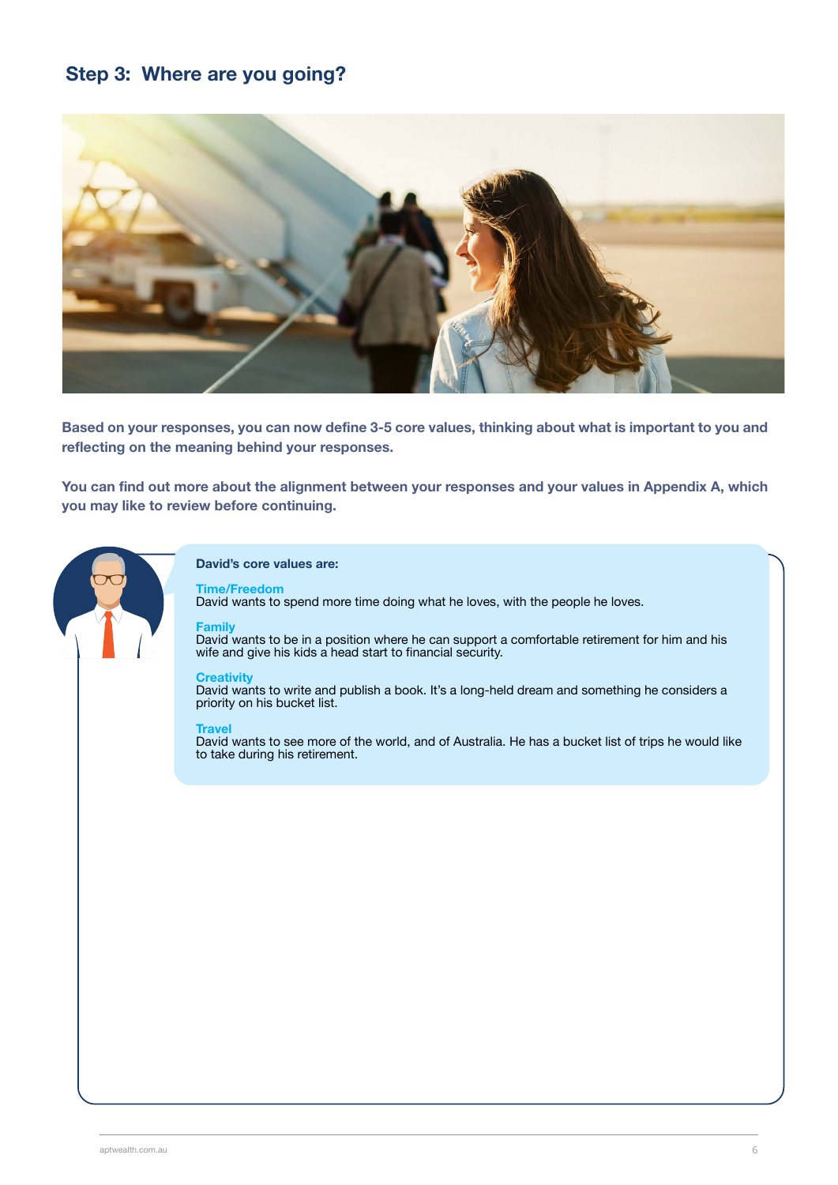## Step 3: Where are you going?

**Based on your responses, you can now define 3-5 core values, thinking about what is important to you and reflecting on the meaning behind your responses.**

**You can find out more about the alignment between your responses and your values in Appendix A, which you may like to review before continuing.**

**David's core values are:**

**Time/Freedom**
David wants to spend more time doing what he loves, with the people he loves.

**Family**
David wants to be in a position where he can support a comfortable retirement for him and his wife and give his kids a head start to financial security.

**Creativity**
David wants to write and publish a book. It's a long-held dream and something he considers a priority on his bucket list.

**Travel**
David wants to see more of the world, and of Australia. He has a bucket list of trips he would like to take during his retirement.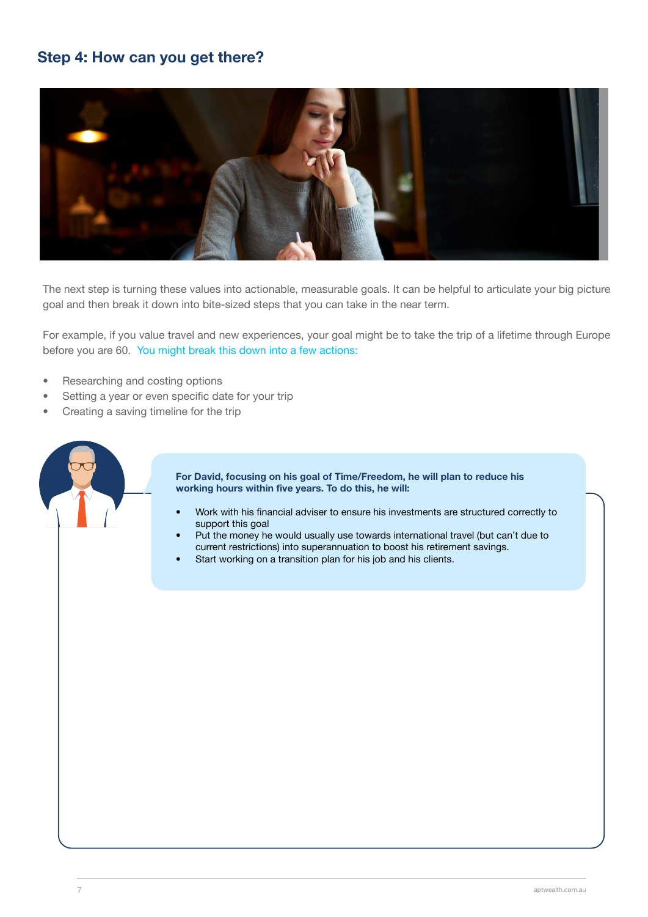## Step 4: How can you get there?

The next step is turning these values into actionable, measurable goals. It can be helpful to articulate your big picture goal and then break it down into bite-sized steps that you can take in the near term.

For example, if you value travel and new experiences, your goal might be to take the trip of a lifetime through Europe before you are 60. You might break this down into a few actions:

- Researching and costing options
- Setting a year or even specific date for your trip
- Creating a saving timeline for the trip

**For David, focusing on his goal of Time/Freedom, he will plan to reduce his working hours within five years. To do this, he will:**

- Work with his financial adviser to ensure his investments are structured correctly to support this goal
- Put the money he would usually use towards international travel (but can't due to current restrictions) into superannuation to boost his retirement savings.
- Start working on a transition plan for his job and his clients.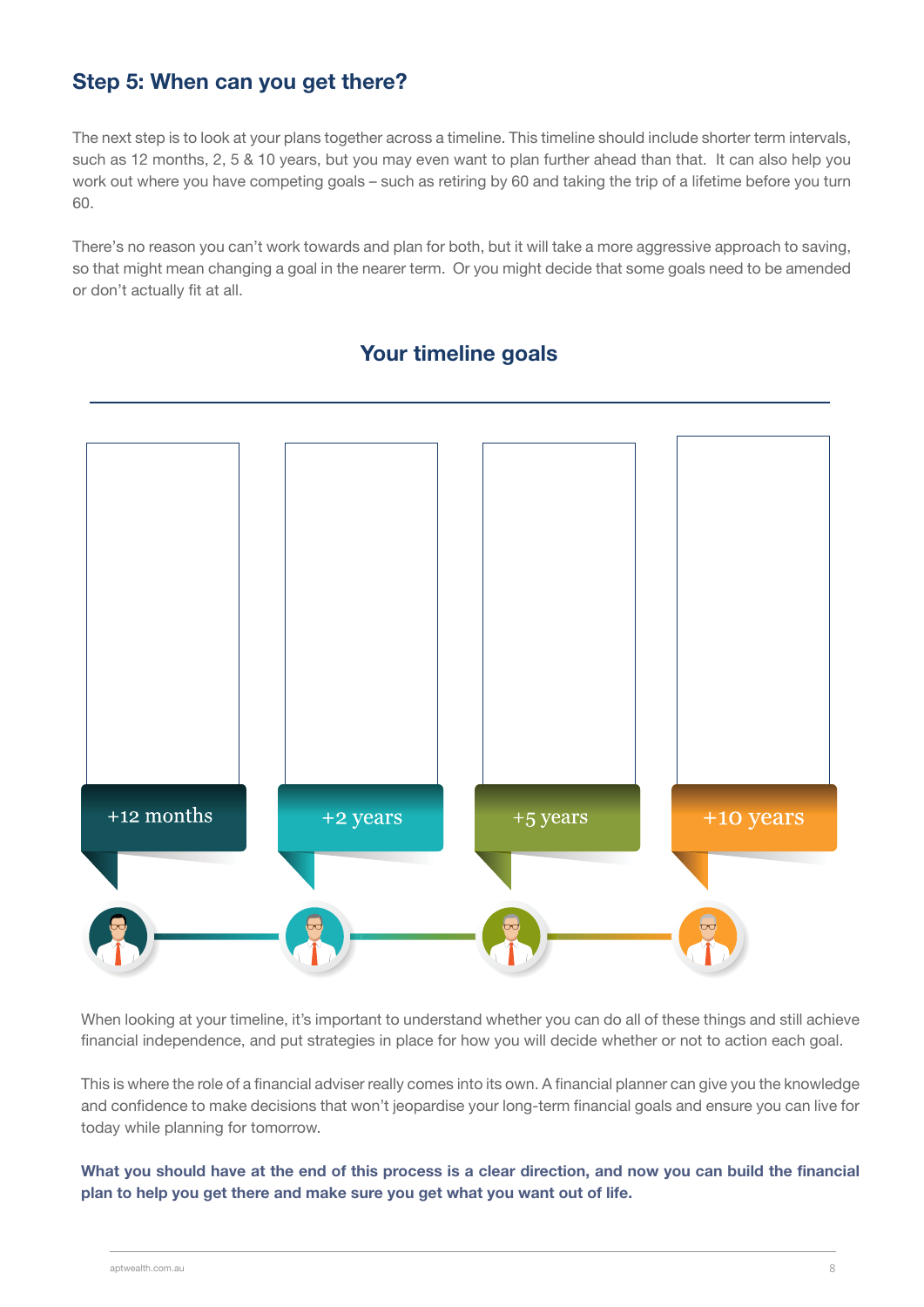## Step 5: When can you get there?

The next step is to look at your plans together across a timeline. This timeline should include shorter term intervals, such as 12 months, 2, 5 & 10 years, but you may even want to plan further ahead than that. It can also help you work out where you have competing goals – such as retiring by 60 and taking the trip of a lifetime before you turn 60.

There's no reason you can't work towards and plan for both, but it will take a more aggressive approach to saving, so that might mean changing a goal in the nearer term. Or you might decide that some goals need to be amended or don't actually fit at all.

### Your timeline goals

| +12 months | +2 years | +5 years | +10 years |
|---|---|---|---|
| | | | |

When looking at your timeline, it's important to understand whether you can do all of these things and still achieve financial independence, and put strategies in place for how you will decide whether or not to action each goal.

This is where the role of a financial adviser really comes into its own. A financial planner can give you the knowledge and confidence to make decisions that won't jeopardise your long-term financial goals and ensure you can live for today while planning for tomorrow.

**What you should have at the end of this process is a clear direction, and now you can build the financial plan to help you get there and make sure you get what you want out of life.**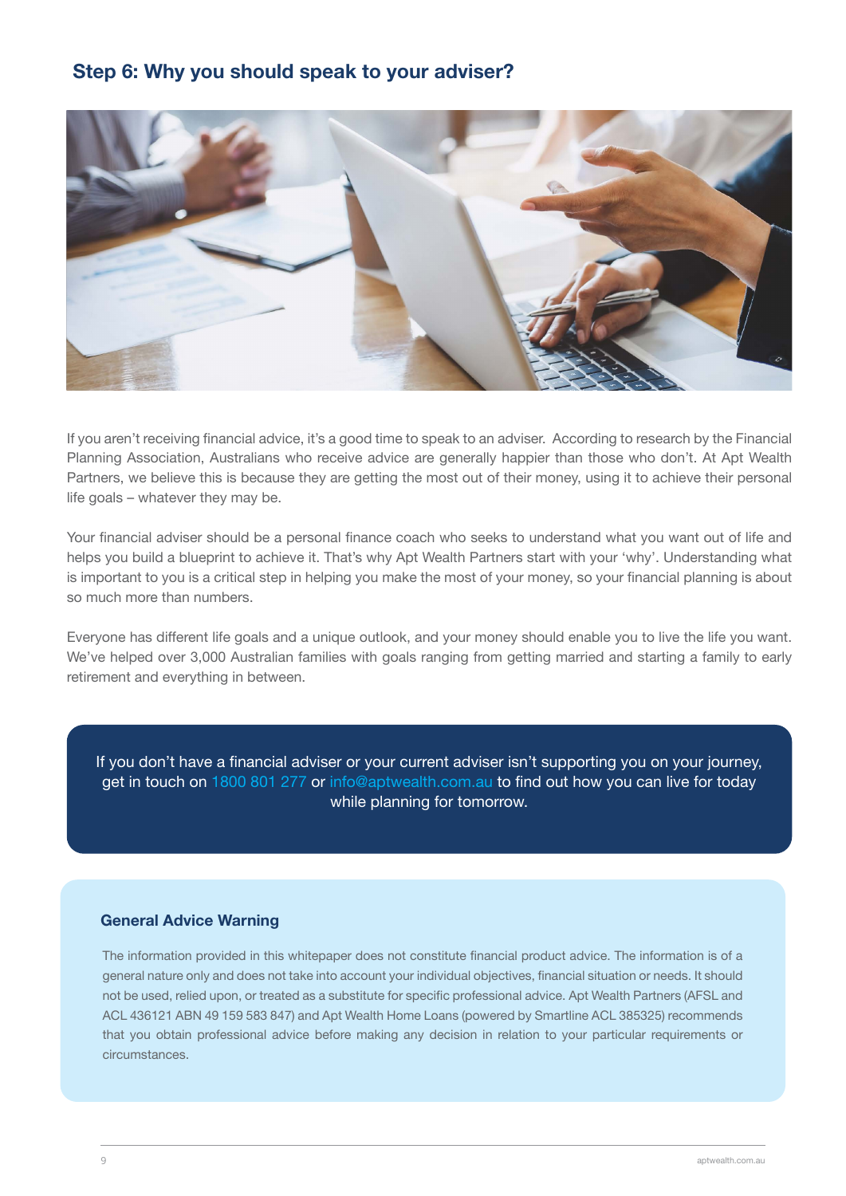## Step 6: Why you should speak to your adviser?

If you aren't receiving financial advice, it's a good time to speak to an adviser. According to research by the Financial Planning Association, Australians who receive advice are generally happier than those who don't. At Apt Wealth Partners, we believe this is because they are getting the most out of their money, using it to achieve their personal life goals – whatever they may be.

Your financial adviser should be a personal finance coach who seeks to understand what you want out of life and helps you build a blueprint to achieve it. That's why Apt Wealth Partners start with your 'why'. Understanding what is important to you is a critical step in helping you make the most of your money, so your financial planning is about so much more than numbers.

Everyone has different life goals and a unique outlook, and your money should enable you to live the life you want. We've helped over 3,000 Australian families with goals ranging from getting married and starting a family to early retirement and everything in between.

If you don't have a financial adviser or your current adviser isn't supporting you on your journey, get in touch on 1800 801 277 or info@aptwealth.com.au to find out how you can live for today while planning for tomorrow.

### General Advice Warning

The information provided in this whitepaper does not constitute financial product advice. The information is of a general nature only and does not take into account your individual objectives, financial situation or needs. It should not be used, relied upon, or treated as a substitute for specific professional advice. Apt Wealth Partners (AFSL and ACL 436121 ABN 49 159 583 847) and Apt Wealth Home Loans (powered by Smartline ACL 385325) recommends that you obtain professional advice before making any decision in relation to your particular requirements or circumstances.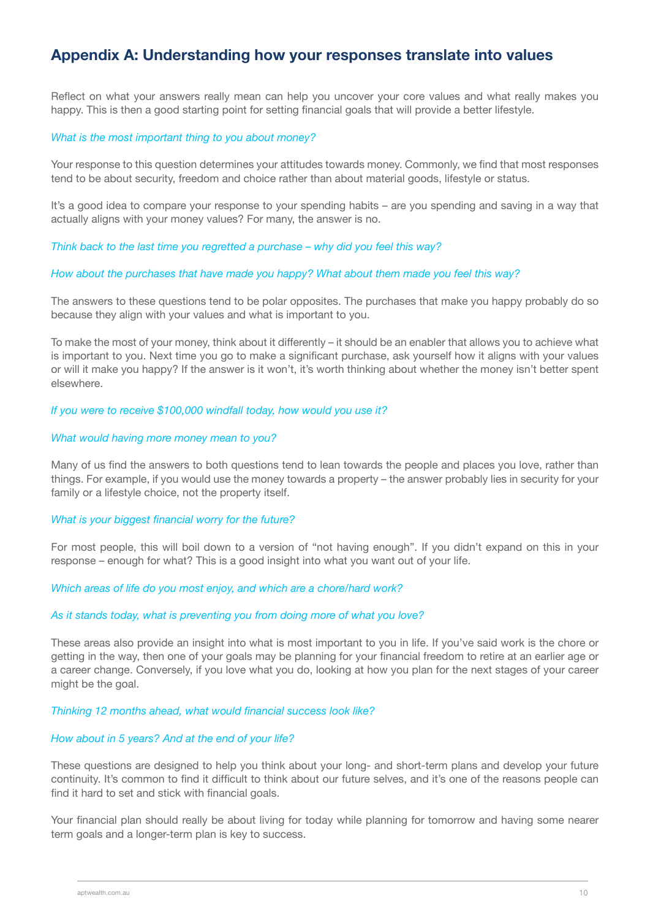## Appendix A: Understanding how your responses translate into values

Reflect on what your answers really mean can help you uncover your core values and what really makes you happy. This is then a good starting point for setting financial goals that will provide a better lifestyle.

*What is the most important thing to you about money?*

Your response to this question determines your attitudes towards money. Commonly, we find that most responses tend to be about security, freedom and choice rather than about material goods, lifestyle or status.

It's a good idea to compare your response to your spending habits – are you spending and saving in a way that actually aligns with your money values? For many, the answer is no.

*Think back to the last time you regretted a purchase – why did you feel this way?*

*How about the purchases that have made you happy? What about them made you feel this way?*

The answers to these questions tend to be polar opposites. The purchases that make you happy probably do so because they align with your values and what is important to you.

To make the most of your money, think about it differently – it should be an enabler that allows you to achieve what is important to you. Next time you go to make a significant purchase, ask yourself how it aligns with your values or will it make you happy? If the answer is it won't, it's worth thinking about whether the money isn't better spent elsewhere.

*If you were to receive $100,000 windfall today, how would you use it?*

*What would having more money mean to you?*

Many of us find the answers to both questions tend to lean towards the people and places you love, rather than things. For example, if you would use the money towards a property – the answer probably lies in security for your family or a lifestyle choice, not the property itself.

*What is your biggest financial worry for the future?*

For most people, this will boil down to a version of "not having enough". If you didn't expand on this in your response – enough for what? This is a good insight into what you want out of your life.

*Which areas of life do you most enjoy, and which are a chore/hard work?*

*As it stands today, what is preventing you from doing more of what you love?*

These areas also provide an insight into what is most important to you in life. If you've said work is the chore or getting in the way, then one of your goals may be planning for your financial freedom to retire at an earlier age or a career change. Conversely, if you love what you do, looking at how you plan for the next stages of your career might be the goal.

*Thinking 12 months ahead, what would financial success look like?*

*How about in 5 years? And at the end of your life?*

These questions are designed to help you think about your long- and short-term plans and develop your future continuity. It's common to find it difficult to think about our future selves, and it's one of the reasons people can find it hard to set and stick with financial goals.

Your financial plan should really be about living for today while planning for tomorrow and having some nearer term goals and a longer-term plan is key to success.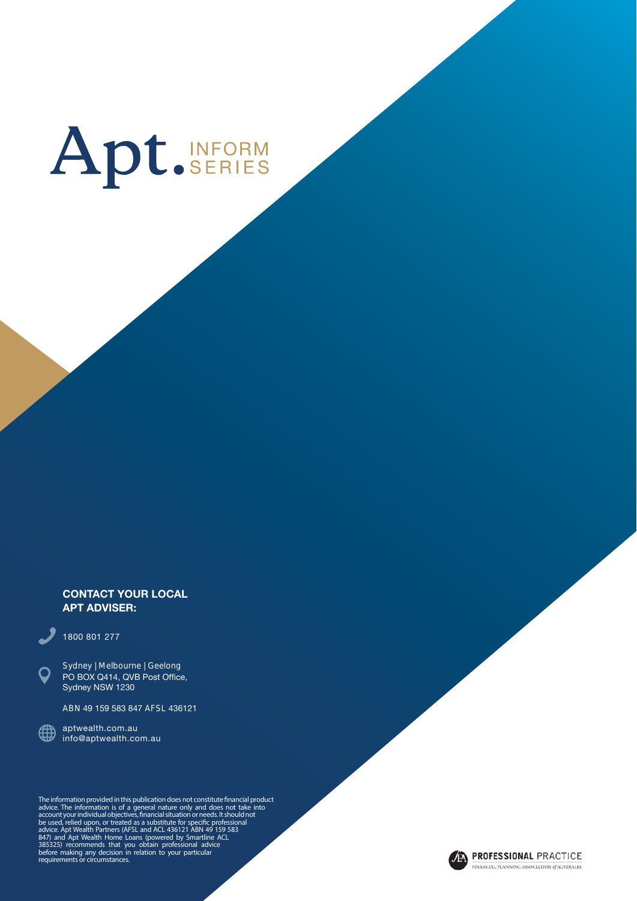Apt. INFORM SERIES

**CONTACT YOUR LOCAL APT ADVISER:**

1800 801 277

Sydney | Melbourne | Geelong
PO BOX Q414, QVB Post Office,
Sydney NSW 1230

ABN 49 159 583 847 AFSL 436121

aptwealth.com.au
info@aptwealth.com.au

The information provided in this publication does not constitute financial product advice. The information is of a general nature only and does not take into account your individual objectives, financial situation or needs. It should not be used, relied upon, or treated as a substitute for specific professional advice. Apt Wealth Partners (AFSL and ACL 436121 ABN 49 159 583 847) and Apt Wealth Home Loans (powered by Smartline ACL 385325) recommends that you obtain professional advice before making any decision in relation to your particular requirements or circumstances.

PROFESSIONAL PRACTICE
FINANCIAL PLANNING ASSOCIATION of AUSTRALIA